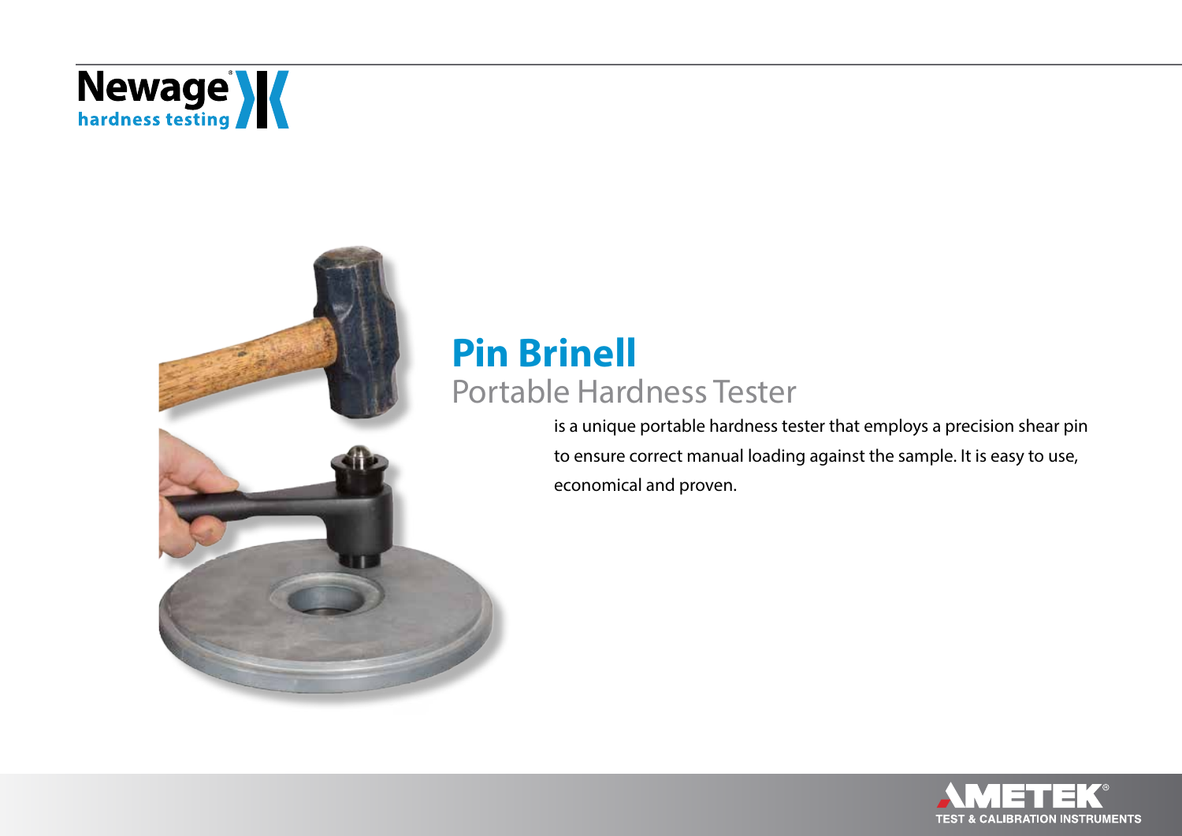Newage hardness testing

# Pin Brinell

## Portable Hardness Tester

is a unique portable hardness tester that employs a precision shear pin to ensure correct manual loading against the sample. It is easy to use, economical and proven.

AMETEK TEST & CALIBRATION INSTRUMENTS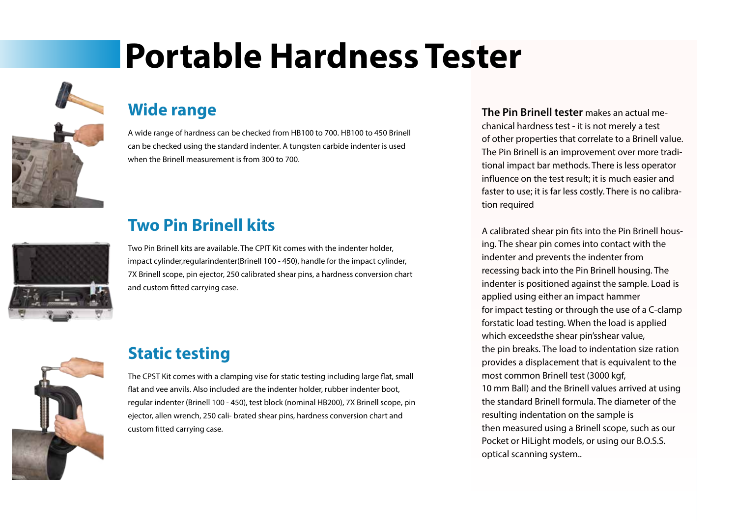# Portable Hardness Tester

## Wide range

A wide range of hardness can be checked from HB100 to 700. HB100 to 450 Brinell can be checked using the standard indenter. A tungsten carbide indenter is used when the Brinell measurement is from 300 to 700.

## Two Pin Brinell kits

Two Pin Brinell kits are available. The CPIT Kit comes with the indenter holder, impact cylinder,regularindenter(Brinell 100 - 450), handle for the impact cylinder, 7X Brinell scope, pin ejector, 250 calibrated shear pins, a hardness conversion chart and custom fitted carrying case.

## Static testing

The CPST Kit comes with a clamping vise for static testing including large flat, small flat and vee anvils. Also included are the indenter holder, rubber indenter boot, regular indenter (Brinell 100 - 450), test block (nominal HB200), 7X Brinell scope, pin ejector, allen wrench, 250 cali- brated shear pins, hardness conversion chart and custom fitted carrying case.

**The Pin Brinell tester** makes an actual mechanical hardness test - it is not merely a test of other properties that correlate to a Brinell value. The Pin Brinell is an improvement over more traditional impact bar methods. There is less operator influence on the test result; it is much easier and faster to use; it is far less costly. There is no calibration required

A calibrated shear pin fits into the Pin Brinell housing. The shear pin comes into contact with the indenter and prevents the indenter from recessing back into the Pin Brinell housing. The indenter is positioned against the sample. Load is applied using either an impact hammer for impact testing or through the use of a C-clamp forstatic load testing. When the load is applied which exceedsthe shear pin'sshear value, the pin breaks. The load to indentation size ration provides a displacement that is equivalent to the most common Brinell test (3000 kgf, 10 mm Ball) and the Brinell values arrived at using the standard Brinell formula. The diameter of the resulting indentation on the sample is then measured using a Brinell scope, such as our Pocket or HiLight models, or using our B.O.S.S. optical scanning system..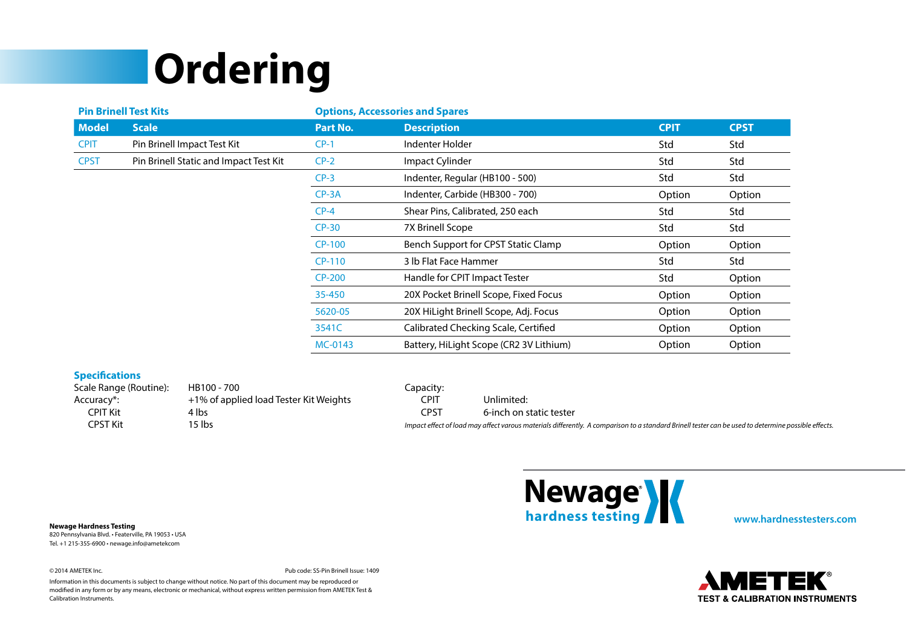# Ordering

### Pin Brinell Test Kits

| Model | Scale |
|---|---|
| CPIT | Pin Brinell Impact Test Kit |
| CPST | Pin Brinell Static and Impact Test Kit |

### Options, Accessories and Spares

| Part No. | Description | CPIT | CPST |
|---|---|---|---|
| CP-1 | Indenter Holder | Std | Std |
| CP-2 | Impact Cylinder | Std | Std |
| CP-3 | Indenter, Regular (HB100 - 500) | Std | Std |
| CP-3A | Indenter, Carbide (HB300 - 700) | Option | Option |
| CP-4 | Shear Pins, Calibrated, 250 each | Std | Std |
| CP-30 | 7X Brinell Scope | Std | Std |
| CP-100 | Bench Support for CPST Static Clamp | Option | Option |
| CP-110 | 3 lb Flat Face Hammer | Std | Std |
| CP-200 | Handle for CPIT Impact Tester | Std | Option |
| 35-450 | 20X Pocket Brinell Scope, Fixed Focus | Option | Option |
| 5620-05 | 20X HiLight Brinell Scope, Adj. Focus | Option | Option |
| 3541C | Calibrated Checking Scale, Certified | Option | Option |
| MC-0143 | Battery, HiLight Scope (CR2 3V Lithium) | Option | Option |

### Specifications

Scale Range (Routine): HB100 - 700

Accuracy*: +1% of applied load Tester Kit Weights

- CPIT Kit: 4 lbs
- CPST Kit: 15 lbs

Capacity:

- CPIT: Unlimited:
- CPST: 6-inch on static tester

*Impact effect of load may affect varous materials differently. A comparison to a standard Brinell tester can be used to determine possible effects.*

Newage hardness testing

www.hardnesstesters.com

**Newage Hardness Testing**
820 Pennsylvania Blvd. • Featerville, PA 19053 • USA
Tel. +1 215-355-6900 • newage.info@ametekcom

©2014 AMETEK Inc.

Pub code: SS-Pin Brinell Issue: 1409

Information in this documents is subject to change without notice. No part of this document may be reproduced or modified in any form or by any means, electronic or mechanical, without express written permission from AMETEK Test & Calibration Instruments.

AMETEK® TEST & CALIBRATION INSTRUMENTS